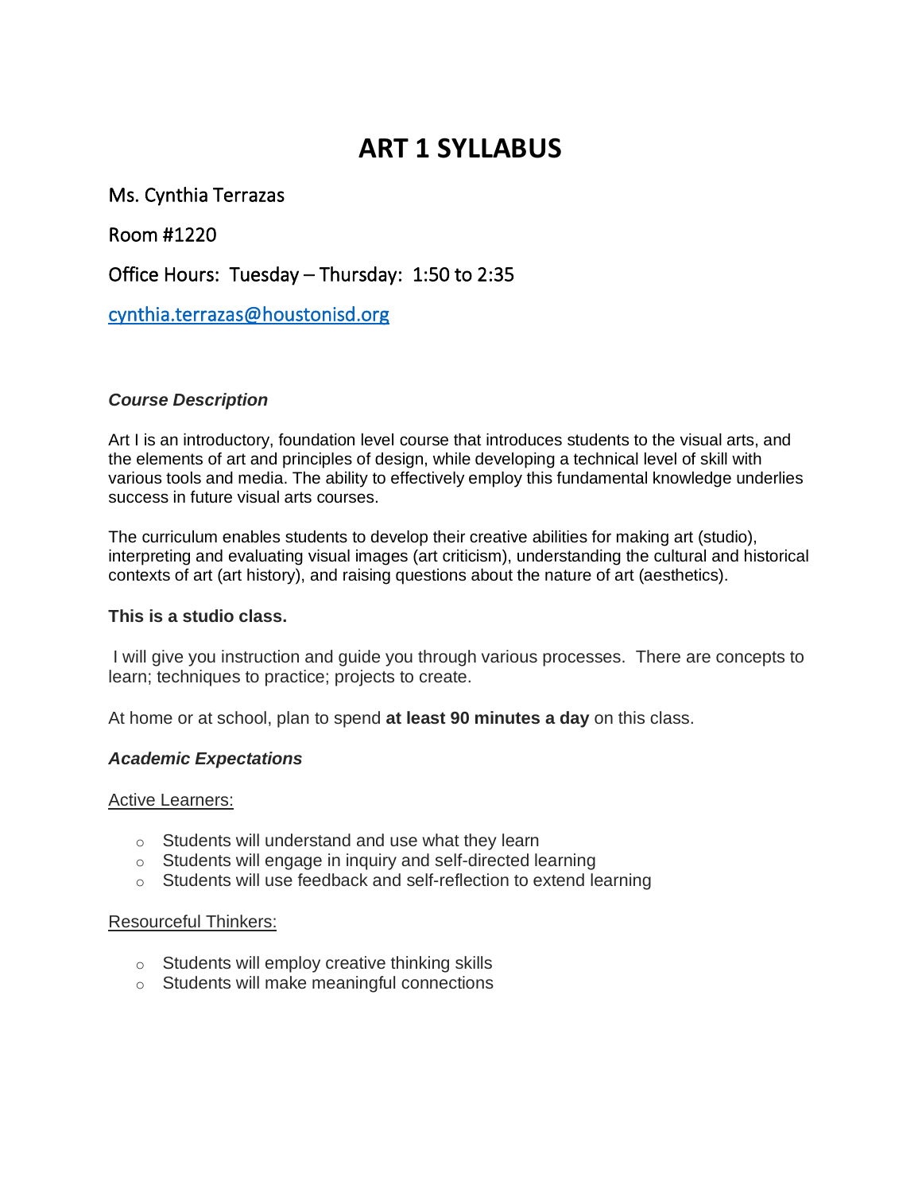# ART 1 SYLLABUS

Ms. Cynthia Terrazas

Room #1220

Office Hours: Tuesday – Thursday: 1:50 to 2:35

cynthia.terrazas@houstonisd.org

***Course Description***

Art I is an introductory, foundation level course that introduces students to the visual arts, and the elements of art and principles of design, while developing a technical level of skill with various tools and media. The ability to effectively employ this fundamental knowledge underlies success in future visual arts courses.

The curriculum enables students to develop their creative abilities for making art (studio), interpreting and evaluating visual images (art criticism), understanding the cultural and historical contexts of art (art history), and raising questions about the nature of art (aesthetics).

**This is a studio class.**

I will give you instruction and guide you through various processes. There are concepts to learn; techniques to practice; projects to create.

At home or at school, plan to spend **at least 90 minutes a day** on this class.

***Academic Expectations***

<u>Active Learners:</u>

- Students will understand and use what they learn
- Students will engage in inquiry and self-directed learning
- Students will use feedback and self-reflection to extend learning

<u>Resourceful Thinkers:</u>

- Students will employ creative thinking skills
- Students will make meaningful connections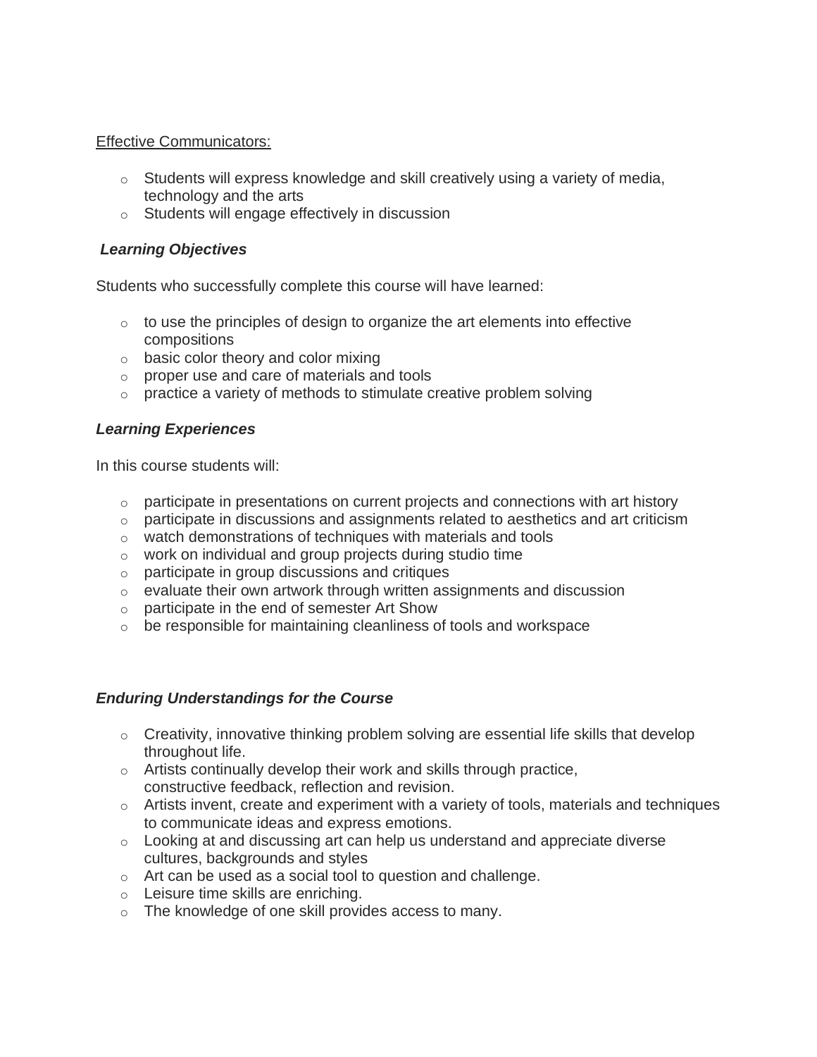Effective Communicators:

- Students will express knowledge and skill creatively using a variety of media, technology and the arts
- Students will engage effectively in discussion

***Learning Objectives***

Students who successfully complete this course will have learned:

- to use the principles of design to organize the art elements into effective compositions
- basic color theory and color mixing
- proper use and care of materials and tools
- practice a variety of methods to stimulate creative problem solving

***Learning Experiences***

In this course students will:

- participate in presentations on current projects and connections with art history
- participate in discussions and assignments related to aesthetics and art criticism
- watch demonstrations of techniques with materials and tools
- work on individual and group projects during studio time
- participate in group discussions and critiques
- evaluate their own artwork through written assignments and discussion
- participate in the end of semester Art Show
- be responsible for maintaining cleanliness of tools and workspace

***Enduring Understandings for the Course***

- Creativity, innovative thinking problem solving are essential life skills that develop throughout life.
- Artists continually develop their work and skills through practice, constructive feedback, reflection and revision.
- Artists invent, create and experiment with a variety of tools, materials and techniques to communicate ideas and express emotions.
- Looking at and discussing art can help us understand and appreciate diverse cultures, backgrounds and styles
- Art can be used as a social tool to question and challenge.
- Leisure time skills are enriching.
- The knowledge of one skill provides access to many.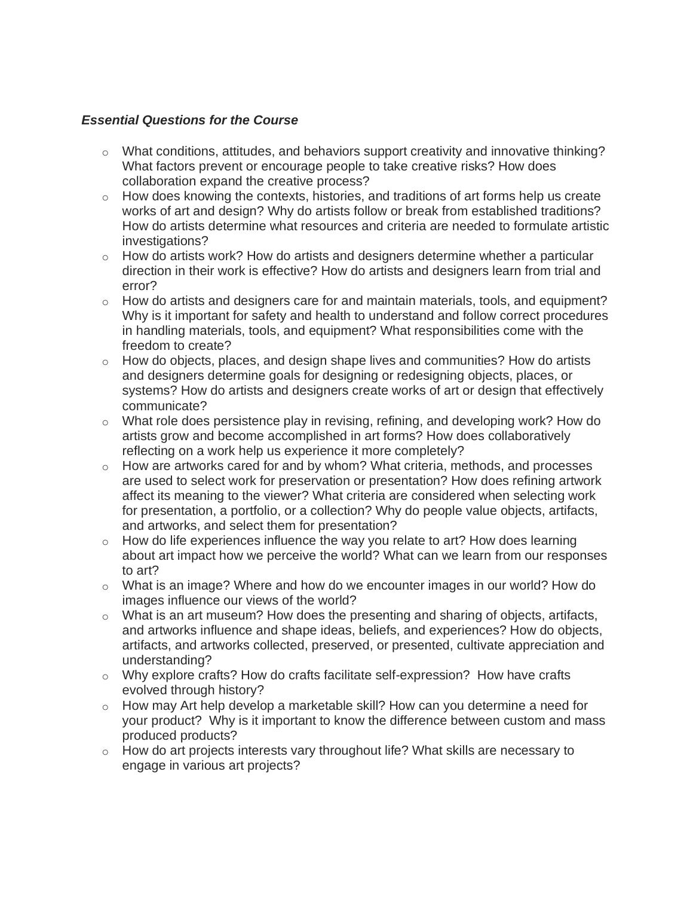***Essential Questions for the Course***

- What conditions, attitudes, and behaviors support creativity and innovative thinking? What factors prevent or encourage people to take creative risks? How does collaboration expand the creative process?
- How does knowing the contexts, histories, and traditions of art forms help us create works of art and design? Why do artists follow or break from established traditions? How do artists determine what resources and criteria are needed to formulate artistic investigations?
- How do artists work? How do artists and designers determine whether a particular direction in their work is effective? How do artists and designers learn from trial and error?
- How do artists and designers care for and maintain materials, tools, and equipment? Why is it important for safety and health to understand and follow correct procedures in handling materials, tools, and equipment? What responsibilities come with the freedom to create?
- How do objects, places, and design shape lives and communities? How do artists and designers determine goals for designing or redesigning objects, places, or systems? How do artists and designers create works of art or design that effectively communicate?
- What role does persistence play in revising, refining, and developing work? How do artists grow and become accomplished in art forms? How does collaboratively reflecting on a work help us experience it more completely?
- How are artworks cared for and by whom? What criteria, methods, and processes are used to select work for preservation or presentation? How does refining artwork affect its meaning to the viewer? What criteria are considered when selecting work for presentation, a portfolio, or a collection? Why do people value objects, artifacts, and artworks, and select them for presentation?
- How do life experiences influence the way you relate to art? How does learning about art impact how we perceive the world? What can we learn from our responses to art?
- What is an image? Where and how do we encounter images in our world? How do images influence our views of the world?
- What is an art museum? How does the presenting and sharing of objects, artifacts, and artworks influence and shape ideas, beliefs, and experiences? How do objects, artifacts, and artworks collected, preserved, or presented, cultivate appreciation and understanding?
- Why explore crafts? How do crafts facilitate self-expression? How have crafts evolved through history?
- How may Art help develop a marketable skill? How can you determine a need for your product? Why is it important to know the difference between custom and mass produced products?
- How do art projects interests vary throughout life? What skills are necessary to engage in various art projects?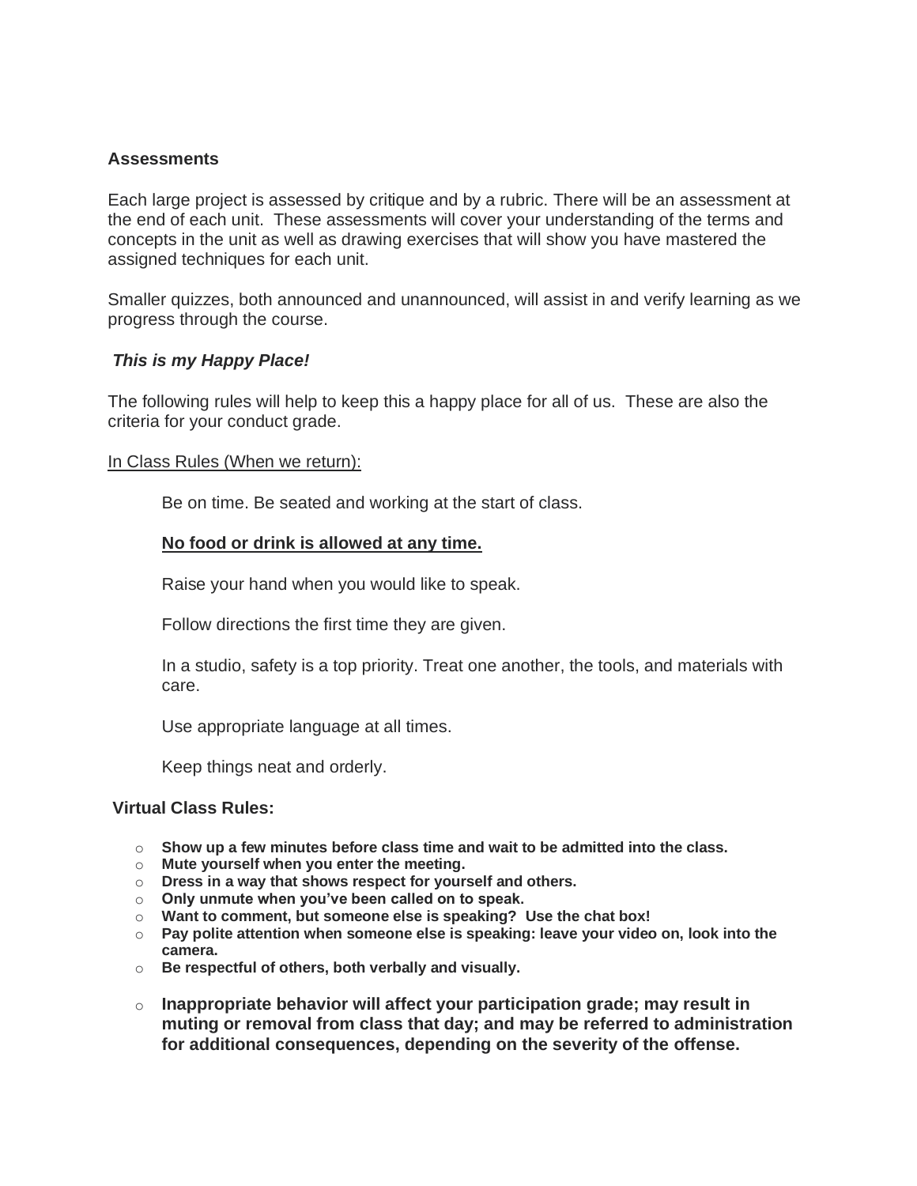**Assessments**

Each large project is assessed by critique and by a rubric. There will be an assessment at the end of each unit. These assessments will cover your understanding of the terms and concepts in the unit as well as drawing exercises that will show you have mastered the assigned techniques for each unit.

Smaller quizzes, both announced and unannounced, will assist in and verify learning as we progress through the course.

***This is my Happy Place!***

The following rules will help to keep this a happy place for all of us. These are also the criteria for your conduct grade.

<u>In Class Rules (When we return):</u>

Be on time. Be seated and working at the start of class.

<u>**No food or drink is allowed at any time.**</u>

Raise your hand when you would like to speak.

Follow directions the first time they are given.

In a studio, safety is a top priority. Treat one another, the tools, and materials with care.

Use appropriate language at all times.

Keep things neat and orderly.

**Virtual Class Rules:**

- **Show up a few minutes before class time and wait to be admitted into the class.**
- **Mute yourself when you enter the meeting.**
- **Dress in a way that shows respect for yourself and others.**
- **Only unmute when you've been called on to speak.**
- **Want to comment, but someone else is speaking? Use the chat box!**
- **Pay polite attention when someone else is speaking: leave your video on, look into the camera.**
- **Be respectful of others, both verbally and visually.**
- **Inappropriate behavior will affect your participation grade; may result in muting or removal from class that day; and may be referred to administration for additional consequences, depending on the severity of the offense.**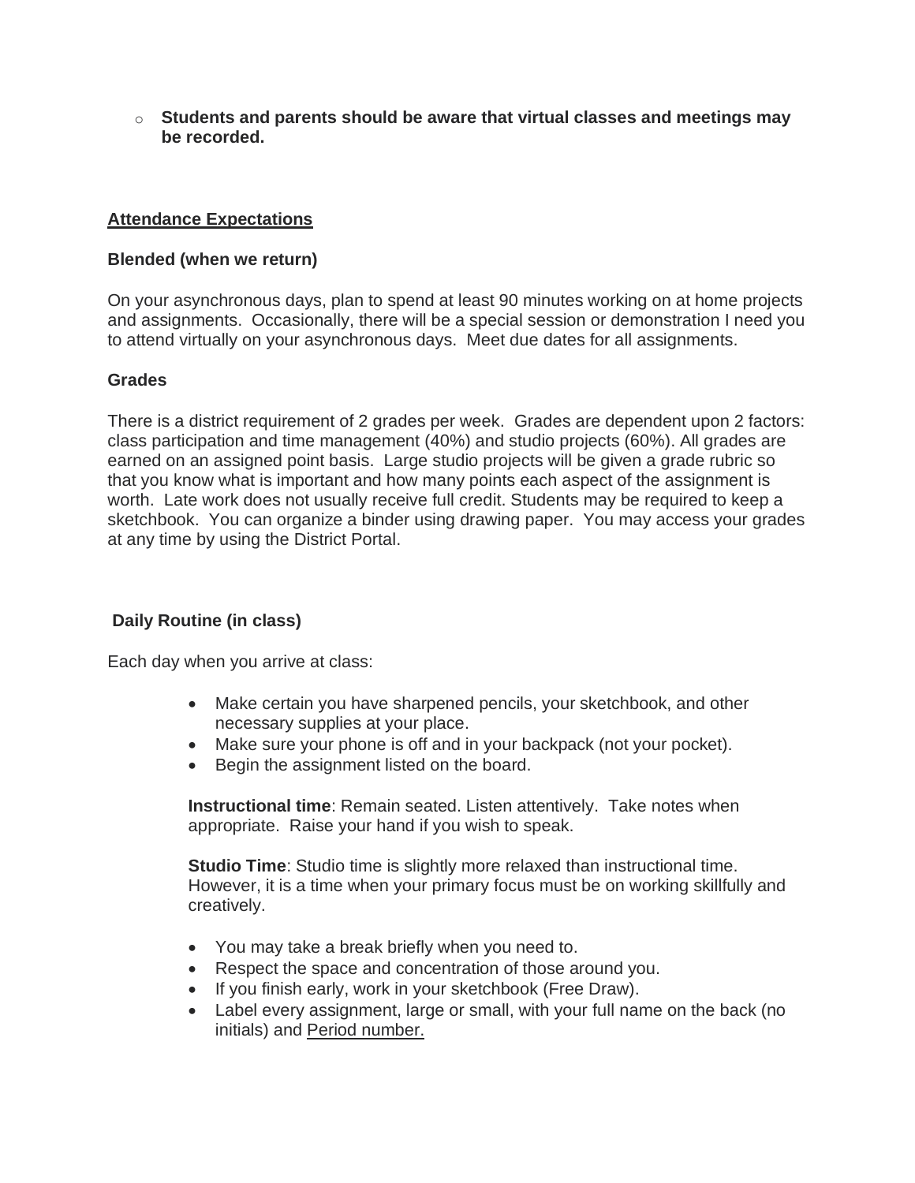- **Students and parents should be aware that virtual classes and meetings may be recorded.**

## Attendance Expectations

### Blended (when we return)

On your asynchronous days, plan to spend at least 90 minutes working on at home projects and assignments. Occasionally, there will be a special session or demonstration I need you to attend virtually on your asynchronous days. Meet due dates for all assignments.

### Grades

There is a district requirement of 2 grades per week. Grades are dependent upon 2 factors: class participation and time management (40%) and studio projects (60%). All grades are earned on an assigned point basis. Large studio projects will be given a grade rubric so that you know what is important and how many points each aspect of the assignment is worth. Late work does not usually receive full credit. Students may be required to keep a sketchbook. You can organize a binder using drawing paper. You may access your grades at any time by using the District Portal.

### Daily Routine (in class)

Each day when you arrive at class:

- Make certain you have sharpened pencils, your sketchbook, and other necessary supplies at your place.
- Make sure your phone is off and in your backpack (not your pocket).
- Begin the assignment listed on the board.

**Instructional time**: Remain seated. Listen attentively. Take notes when appropriate. Raise your hand if you wish to speak.

**Studio Time**: Studio time is slightly more relaxed than instructional time. However, it is a time when your primary focus must be on working skillfully and creatively.

- You may take a break briefly when you need to.
- Respect the space and concentration of those around you.
- If you finish early, work in your sketchbook (Free Draw).
- Label every assignment, large or small, with your full name on the back (no initials) and Period number.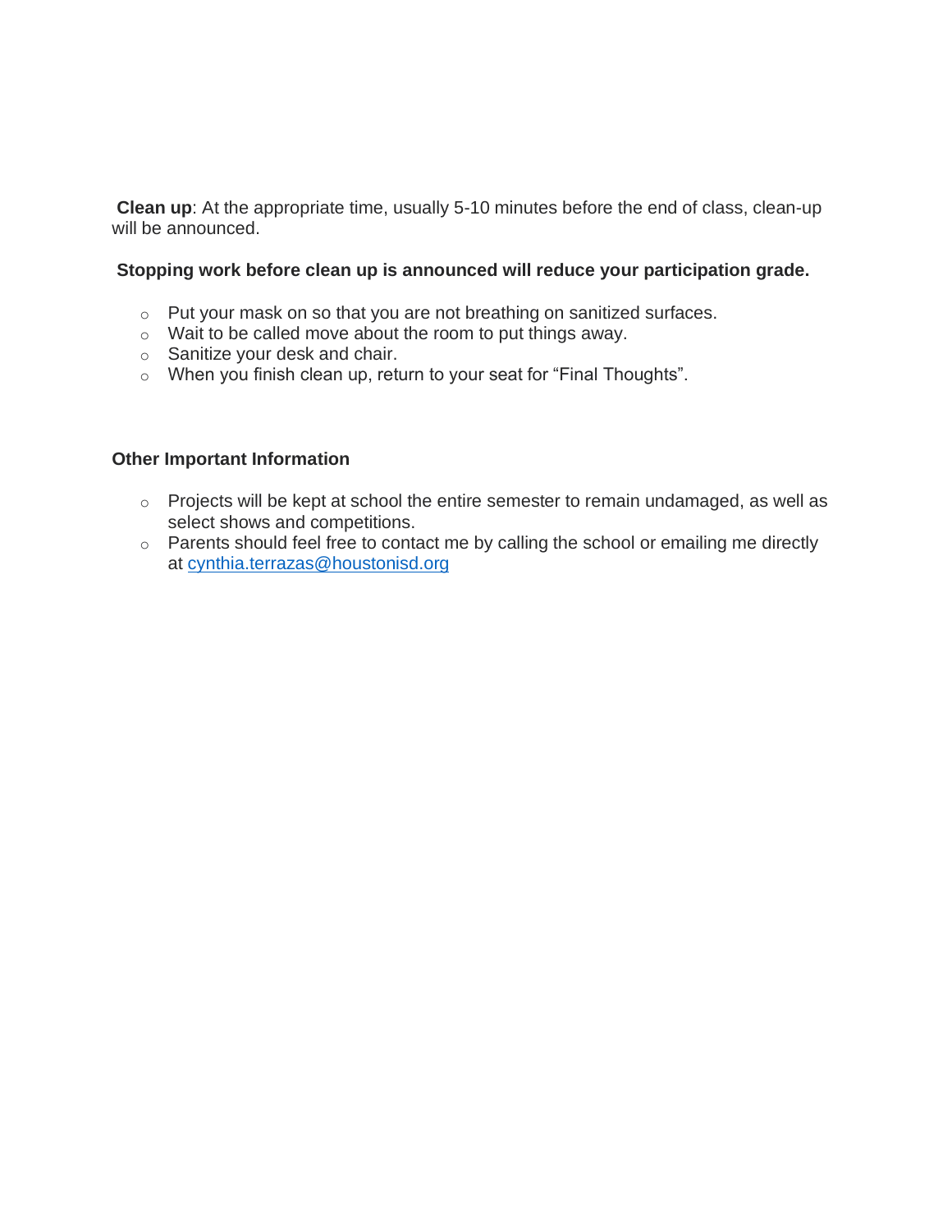**Clean up**: At the appropriate time, usually 5-10 minutes before the end of class, clean-up will be announced.

**Stopping work before clean up is announced will reduce your participation grade.**

- Put your mask on so that you are not breathing on sanitized surfaces.
- Wait to be called move about the room to put things away.
- Sanitize your desk and chair.
- When you finish clean up, return to your seat for "Final Thoughts".

**Other Important Information**

- Projects will be kept at school the entire semester to remain undamaged, as well as select shows and competitions.
- Parents should feel free to contact me by calling the school or emailing me directly at cynthia.terrazas@houstonisd.org